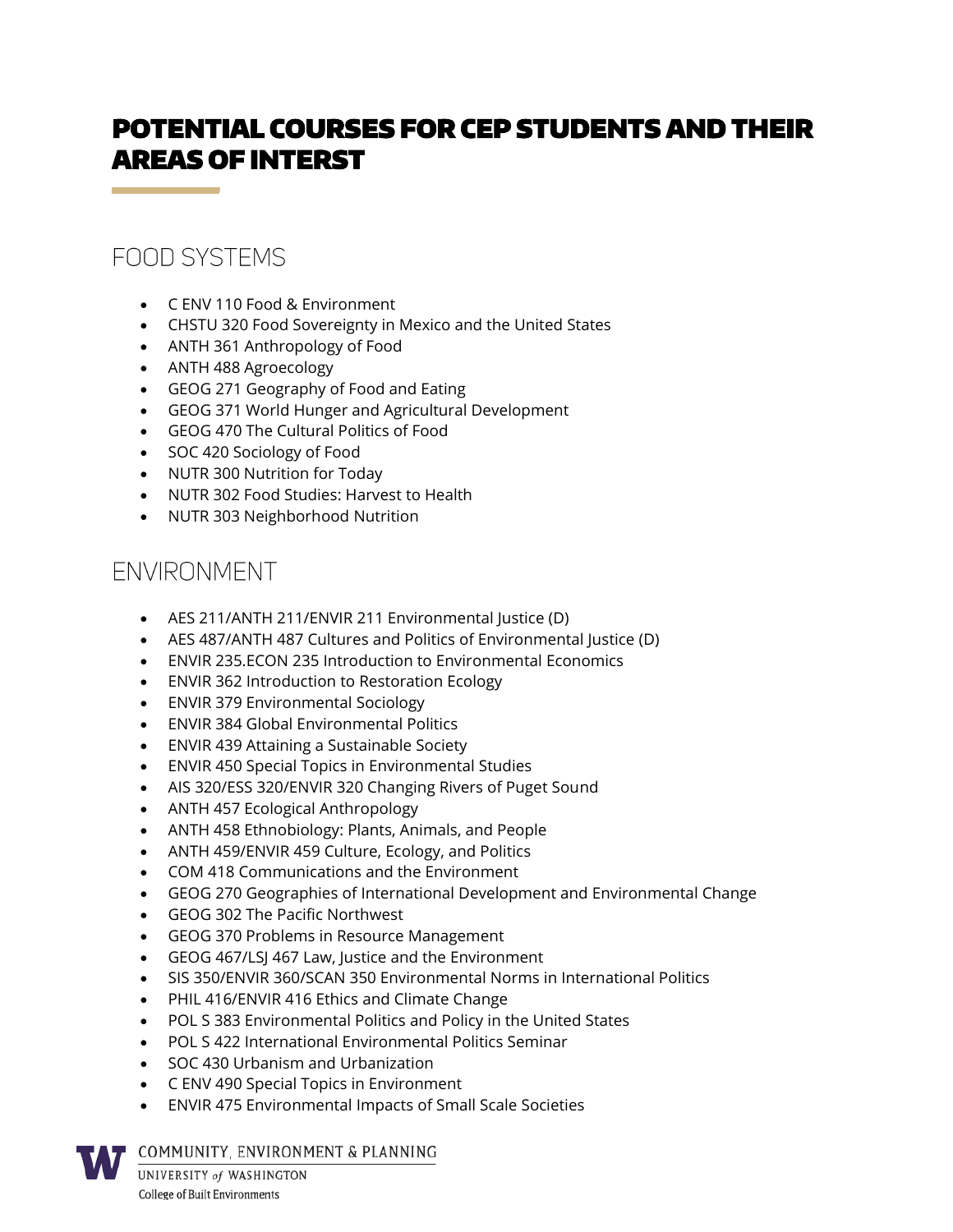# POTENTIAL COURSES FOR CEP STUDENTS AND THEIR AREAS OF INTERST

## FOOD SYSTEMS

- C ENV 110 Food & Environment
- CHSTU 320 Food Sovereignty in Mexico and the United States
- ANTH 361 Anthropology of Food
- ANTH 488 Agroecology
- GEOG 271 Geography of Food and Eating
- GEOG 371 World Hunger and Agricultural Development
- GEOG 470 The Cultural Politics of Food
- SOC 420 Sociology of Food
- NUTR 300 Nutrition for Today
- NUTR 302 Food Studies: Harvest to Health
- NUTR 303 Neighborhood Nutrition

## ENVIRONMENT

- AES 211/ANTH 211/ENVIR 211 Environmental Justice (D)
- AES 487/ANTH 487 Cultures and Politics of Environmental Justice (D)
- ENVIR 235.ECON 235 Introduction to Environmental Economics
- ENVIR 362 Introduction to Restoration Ecology
- ENVIR 379 Environmental Sociology
- ENVIR 384 Global Environmental Politics
- ENVIR 439 Attaining a Sustainable Society
- ENVIR 450 Special Topics in Environmental Studies
- AIS 320/ESS 320/ENVIR 320 Changing Rivers of Puget Sound
- ANTH 457 Ecological Anthropology
- ANTH 458 Ethnobiology: Plants, Animals, and People
- ANTH 459/ENVIR 459 Culture, Ecology, and Politics
- COM 418 Communications and the Environment
- GEOG 270 Geographies of International Development and Environmental Change
- GEOG 302 The Pacific Northwest
- GEOG 370 Problems in Resource Management
- GEOG 467/LSJ 467 Law, Justice and the Environment
- SIS 350/ENVIR 360/SCAN 350 Environmental Norms in International Politics
- PHIL 416/ENVIR 416 Ethics and Climate Change
- POL S 383 Environmental Politics and Policy in the United States
- POL S 422 International Environmental Politics Seminar
- SOC 430 Urbanism and Urbanization
- C ENV 490 Special Topics in Environment
- ENVIR 475 Environmental Impacts of Small Scale Societies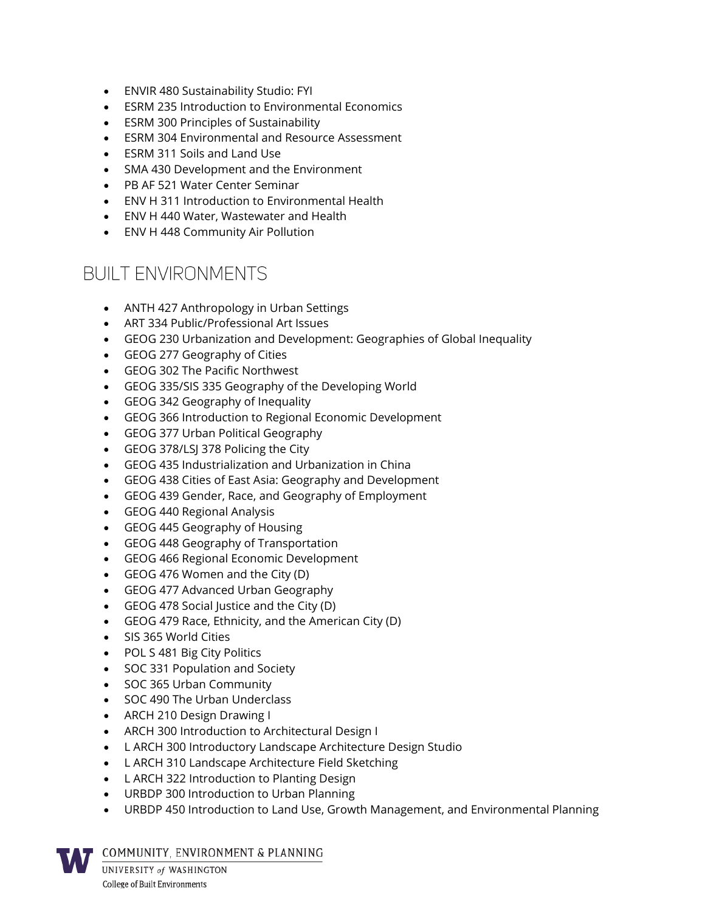- ENVIR 480 Sustainability Studio: FYI
- ESRM 235 Introduction to Environmental Economics
- ESRM 300 Principles of Sustainability
- ESRM 304 Environmental and Resource Assessment
- ESRM 311 Soils and Land Use
- SMA 430 Development and the Environment
- PB AF 521 Water Center Seminar
- ENV H 311 Introduction to Environmental Health
- ENV H 440 Water, Wastewater and Health
- ENV H 448 Community Air Pollution

## BUILT ENVIRONMENTS

- ANTH 427 Anthropology in Urban Settings
- ART 334 Public/Professional Art Issues
- GEOG 230 Urbanization and Development: Geographies of Global Inequality
- GEOG 277 Geography of Cities
- GEOG 302 The Pacific Northwest
- GEOG 335/SIS 335 Geography of the Developing World
- GEOG 342 Geography of Inequality
- GEOG 366 Introduction to Regional Economic Development
- GEOG 377 Urban Political Geography
- GEOG 378/LSJ 378 Policing the City
- GEOG 435 Industrialization and Urbanization in China
- GEOG 438 Cities of East Asia: Geography and Development
- GEOG 439 Gender, Race, and Geography of Employment
- GEOG 440 Regional Analysis
- GEOG 445 Geography of Housing
- GEOG 448 Geography of Transportation
- GEOG 466 Regional Economic Development
- GEOG 476 Women and the City (D)
- GEOG 477 Advanced Urban Geography
- GEOG 478 Social Justice and the City (D)
- GEOG 479 Race, Ethnicity, and the American City (D)
- SIS 365 World Cities
- POL S 481 Big City Politics
- SOC 331 Population and Society
- SOC 365 Urban Community
- SOC 490 The Urban Underclass
- ARCH 210 Design Drawing I
- ARCH 300 Introduction to Architectural Design I
- L ARCH 300 Introductory Landscape Architecture Design Studio
- L ARCH 310 Landscape Architecture Field Sketching
- L ARCH 322 Introduction to Planting Design
- URBDP 300 Introduction to Urban Planning
- URBDP 450 Introduction to Land Use, Growth Management, and Environmental Planning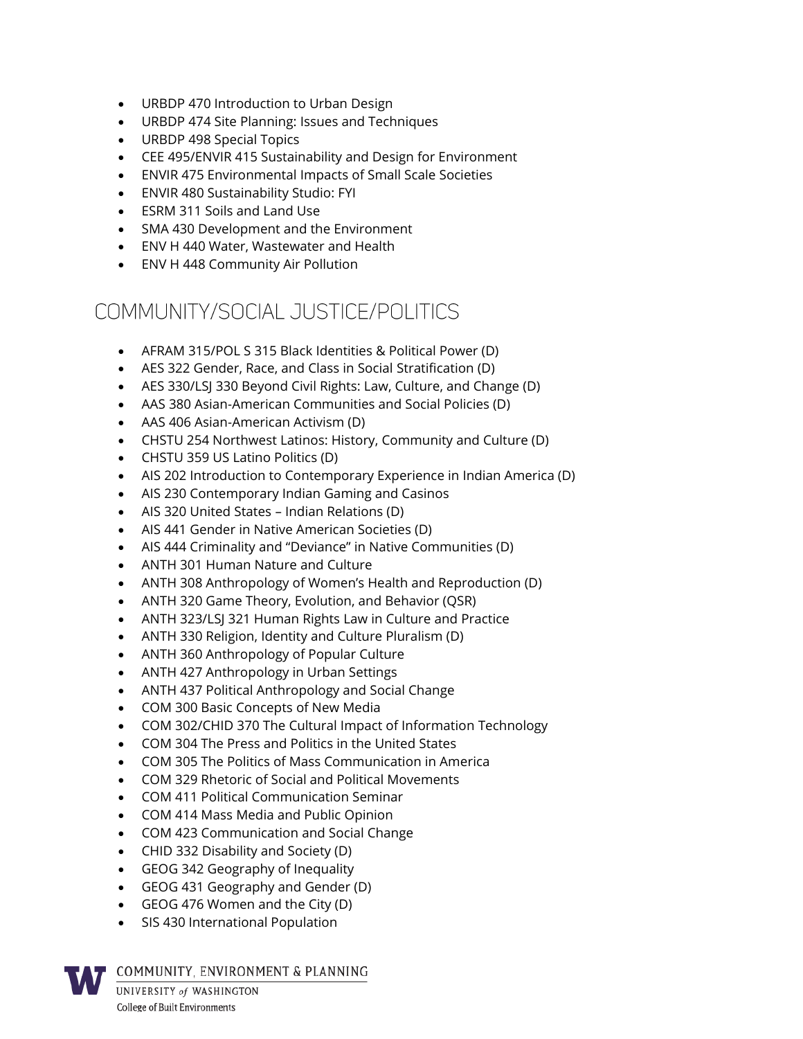- URBDP 470 Introduction to Urban Design
- URBDP 474 Site Planning: Issues and Techniques
- URBDP 498 Special Topics
- CEE 495/ENVIR 415 Sustainability and Design for Environment
- ENVIR 475 Environmental Impacts of Small Scale Societies
- ENVIR 480 Sustainability Studio: FYI
- ESRM 311 Soils and Land Use
- SMA 430 Development and the Environment
- ENV H 440 Water, Wastewater and Health
- ENV H 448 Community Air Pollution

## COMMUNITY/SOCIAL JUSTICE/POLITICS

- AFRAM 315/POL S 315 Black Identities & Political Power (D)
- AES 322 Gender, Race, and Class in Social Stratification (D)
- AES 330/LSJ 330 Beyond Civil Rights: Law, Culture, and Change (D)
- AAS 380 Asian-American Communities and Social Policies (D)
- AAS 406 Asian-American Activism (D)
- CHSTU 254 Northwest Latinos: History, Community and Culture (D)
- CHSTU 359 US Latino Politics (D)
- AIS 202 Introduction to Contemporary Experience in Indian America (D)
- AIS 230 Contemporary Indian Gaming and Casinos
- AIS 320 United States – Indian Relations (D)
- AIS 441 Gender in Native American Societies (D)
- AIS 444 Criminality and "Deviance" in Native Communities (D)
- ANTH 301 Human Nature and Culture
- ANTH 308 Anthropology of Women's Health and Reproduction (D)
- ANTH 320 Game Theory, Evolution, and Behavior (QSR)
- ANTH 323/LSJ 321 Human Rights Law in Culture and Practice
- ANTH 330 Religion, Identity and Culture Pluralism (D)
- ANTH 360 Anthropology of Popular Culture
- ANTH 427 Anthropology in Urban Settings
- ANTH 437 Political Anthropology and Social Change
- COM 300 Basic Concepts of New Media
- COM 302/CHID 370 The Cultural Impact of Information Technology
- COM 304 The Press and Politics in the United States
- COM 305 The Politics of Mass Communication in America
- COM 329 Rhetoric of Social and Political Movements
- COM 411 Political Communication Seminar
- COM 414 Mass Media and Public Opinion
- COM 423 Communication and Social Change
- CHID 332 Disability and Society (D)
- GEOG 342 Geography of Inequality
- GEOG 431 Geography and Gender (D)
- GEOG 476 Women and the City (D)
- SIS 430 International Population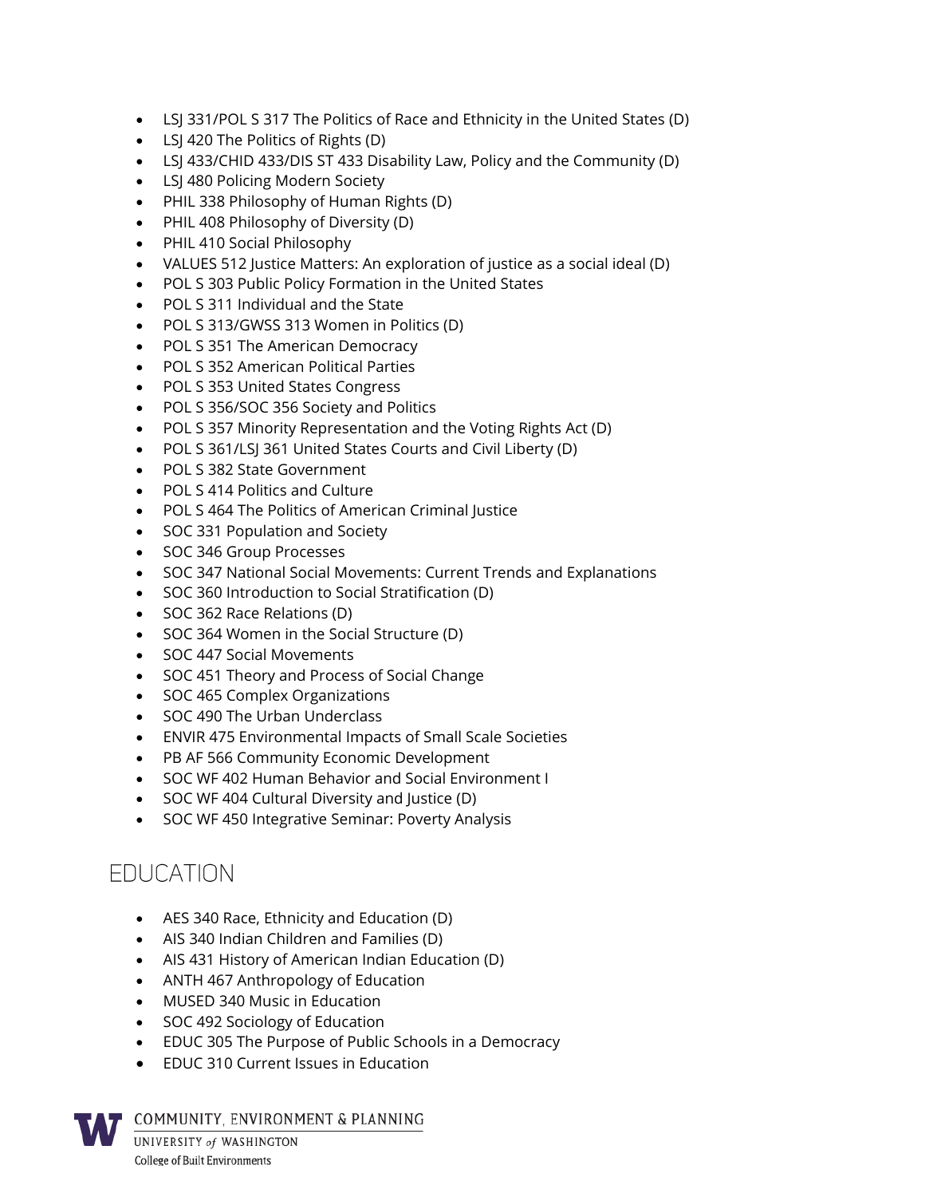- LSJ 331/POL S 317 The Politics of Race and Ethnicity in the United States (D)
- LSJ 420 The Politics of Rights (D)
- LSJ 433/CHID 433/DIS ST 433 Disability Law, Policy and the Community (D)
- LSJ 480 Policing Modern Society
- PHIL 338 Philosophy of Human Rights (D)
- PHIL 408 Philosophy of Diversity (D)
- PHIL 410 Social Philosophy
- VALUES 512 Justice Matters: An exploration of justice as a social ideal (D)
- POL S 303 Public Policy Formation in the United States
- POL S 311 Individual and the State
- POL S 313/GWSS 313 Women in Politics (D)
- POL S 351 The American Democracy
- POL S 352 American Political Parties
- POL S 353 United States Congress
- POL S 356/SOC 356 Society and Politics
- POL S 357 Minority Representation and the Voting Rights Act (D)
- POL S 361/LSJ 361 United States Courts and Civil Liberty (D)
- POL S 382 State Government
- POL S 414 Politics and Culture
- POL S 464 The Politics of American Criminal Justice
- SOC 331 Population and Society
- SOC 346 Group Processes
- SOC 347 National Social Movements: Current Trends and Explanations
- SOC 360 Introduction to Social Stratification (D)
- SOC 362 Race Relations (D)
- SOC 364 Women in the Social Structure (D)
- SOC 447 Social Movements
- SOC 451 Theory and Process of Social Change
- SOC 465 Complex Organizations
- SOC 490 The Urban Underclass
- ENVIR 475 Environmental Impacts of Small Scale Societies
- PB AF 566 Community Economic Development
- SOC WF 402 Human Behavior and Social Environment I
- SOC WF 404 Cultural Diversity and Justice (D)
- SOC WF 450 Integrative Seminar: Poverty Analysis

## EDUCATION

- AES 340 Race, Ethnicity and Education (D)
- AIS 340 Indian Children and Families (D)
- AIS 431 History of American Indian Education (D)
- ANTH 467 Anthropology of Education
- MUSED 340 Music in Education
- SOC 492 Sociology of Education
- EDUC 305 The Purpose of Public Schools in a Democracy
- EDUC 310 Current Issues in Education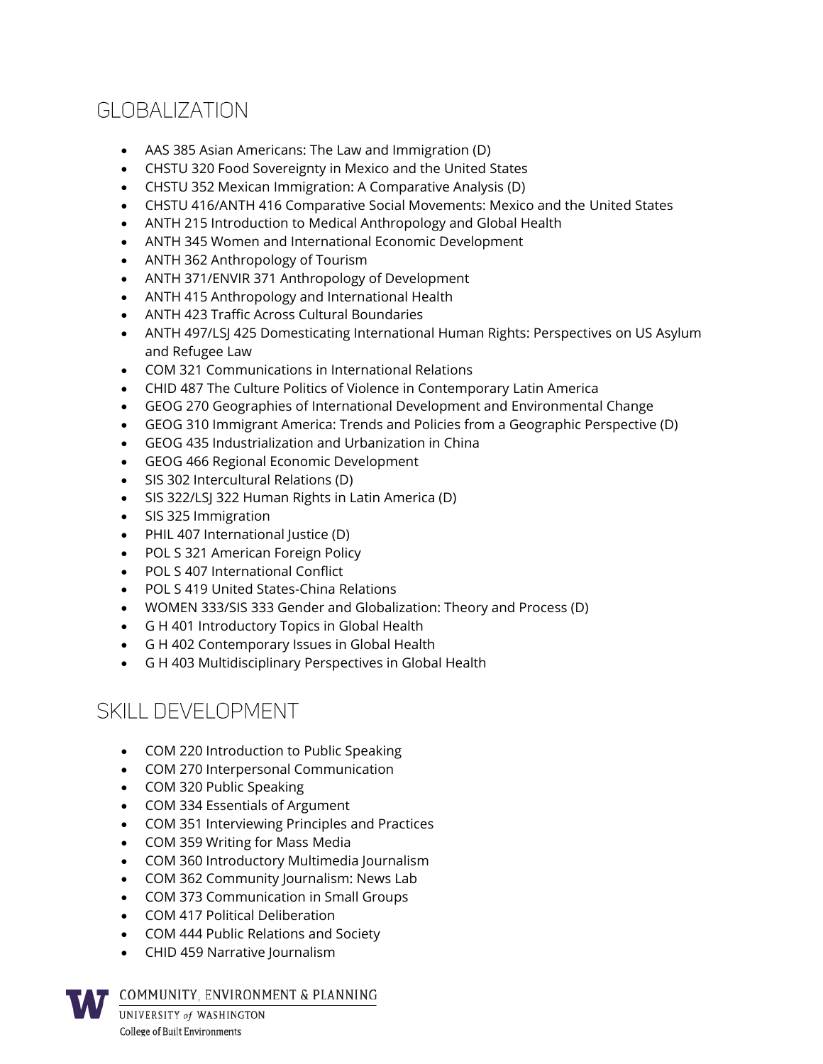## GLOBALIZATION

- AAS 385 Asian Americans: The Law and Immigration (D)
- CHSTU 320 Food Sovereignty in Mexico and the United States
- CHSTU 352 Mexican Immigration: A Comparative Analysis (D)
- CHSTU 416/ANTH 416 Comparative Social Movements: Mexico and the United States
- ANTH 215 Introduction to Medical Anthropology and Global Health
- ANTH 345 Women and International Economic Development
- ANTH 362 Anthropology of Tourism
- ANTH 371/ENVIR 371 Anthropology of Development
- ANTH 415 Anthropology and International Health
- ANTH 423 Traffic Across Cultural Boundaries
- ANTH 497/LSJ 425 Domesticating International Human Rights: Perspectives on US Asylum and Refugee Law
- COM 321 Communications in International Relations
- CHID 487 The Culture Politics of Violence in Contemporary Latin America
- GEOG 270 Geographies of International Development and Environmental Change
- GEOG 310 Immigrant America: Trends and Policies from a Geographic Perspective (D)
- GEOG 435 Industrialization and Urbanization in China
- GEOG 466 Regional Economic Development
- SIS 302 Intercultural Relations (D)
- SIS 322/LSJ 322 Human Rights in Latin America (D)
- SIS 325 Immigration
- PHIL 407 International Justice (D)
- POL S 321 American Foreign Policy
- POL S 407 International Conflict
- POL S 419 United States-China Relations
- WOMEN 333/SIS 333 Gender and Globalization: Theory and Process (D)
- G H 401 Introductory Topics in Global Health
- G H 402 Contemporary Issues in Global Health
- G H 403 Multidisciplinary Perspectives in Global Health

## SKILL DEVELOPMENT

- COM 220 Introduction to Public Speaking
- COM 270 Interpersonal Communication
- COM 320 Public Speaking
- COM 334 Essentials of Argument
- COM 351 Interviewing Principles and Practices
- COM 359 Writing for Mass Media
- COM 360 Introductory Multimedia Journalism
- COM 362 Community Journalism: News Lab
- COM 373 Communication in Small Groups
- COM 417 Political Deliberation
- COM 444 Public Relations and Society
- CHID 459 Narrative Journalism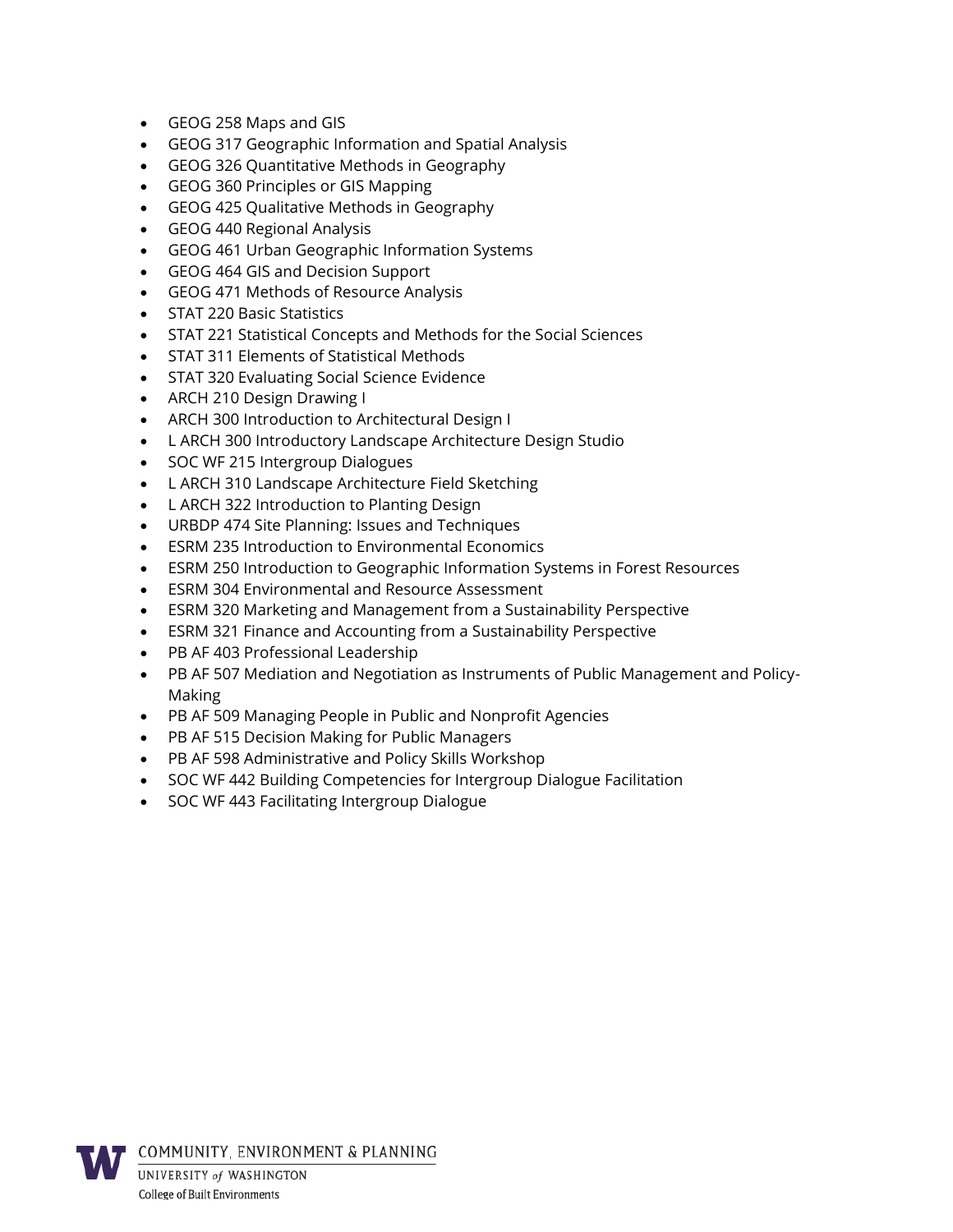- GEOG 258 Maps and GIS
- GEOG 317 Geographic Information and Spatial Analysis
- GEOG 326 Quantitative Methods in Geography
- GEOG 360 Principles or GIS Mapping
- GEOG 425 Qualitative Methods in Geography
- GEOG 440 Regional Analysis
- GEOG 461 Urban Geographic Information Systems
- GEOG 464 GIS and Decision Support
- GEOG 471 Methods of Resource Analysis
- STAT 220 Basic Statistics
- STAT 221 Statistical Concepts and Methods for the Social Sciences
- STAT 311 Elements of Statistical Methods
- STAT 320 Evaluating Social Science Evidence
- ARCH 210 Design Drawing I
- ARCH 300 Introduction to Architectural Design I
- L ARCH 300 Introductory Landscape Architecture Design Studio
- SOC WF 215 Intergroup Dialogues
- L ARCH 310 Landscape Architecture Field Sketching
- L ARCH 322 Introduction to Planting Design
- URBDP 474 Site Planning: Issues and Techniques
- ESRM 235 Introduction to Environmental Economics
- ESRM 250 Introduction to Geographic Information Systems in Forest Resources
- ESRM 304 Environmental and Resource Assessment
- ESRM 320 Marketing and Management from a Sustainability Perspective
- ESRM 321 Finance and Accounting from a Sustainability Perspective
- PB AF 403 Professional Leadership
- PB AF 507 Mediation and Negotiation as Instruments of Public Management and Policy-Making
- PB AF 509 Managing People in Public and Nonprofit Agencies
- PB AF 515 Decision Making for Public Managers
- PB AF 598 Administrative and Policy Skills Workshop
- SOC WF 442 Building Competencies for Intergroup Dialogue Facilitation
- SOC WF 443 Facilitating Intergroup Dialogue